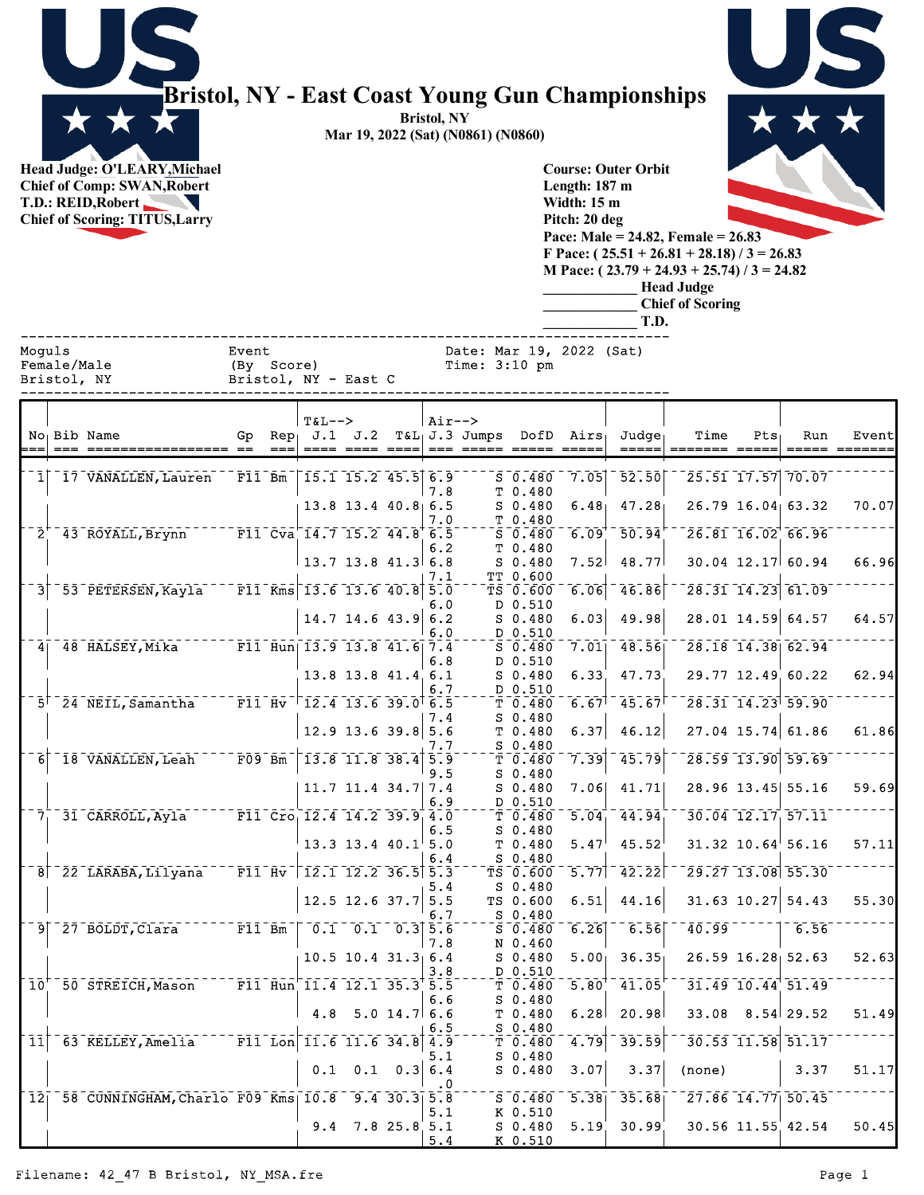# Bristol, NY - East Coast Young Gun Championships

**Bristol, NY**
**Mar 19, 2022 (Sat) (N0861) (N0860)**

**Head Judge: O'LEARY,Michael**
**Chief of Comp: SWAN,Robert**
**T.D.: REID,Robert**
**Chief of Scoring: TITUS,Larry**

**Course: Outer Orbit**
**Length: 187 m**
**Width: 15 m**
**Pitch: 20 deg**
**Pace: Male = 24.82, Female = 26.83**
**F Pace: ( 25.51 + 26.81 + 28.18) / 3 = 26.83**
**M Pace: ( 23.79 + 24.93 + 25.74) / 3 = 24.82**
**____________ Head Judge**
**____________ Chief of Scoring**
**____________ T.D.**

```
Moguls                        Event                       Date: Mar 19, 2022 (Sat)
Female/Male                   (By  Score)                 Time: 3:10 pm
Bristol, NY                   Bristol, NY - East C
```

| No | Bib | Name | Gp | Rep | T&L--> J.1 | J.2 | T&L | Air--> J.3 | Jumps | DofD | Airs | Judge | Time | Pts | Run | Event |
|---|---|---|---|---|---|---|---|---|---|---|---|---|---|---|---|---|
| 1 | 17 | VANALLEN,Lauren | F11 | Bm | 15.1 | 15.2 | 45.5 | 6.9 | S | 0.480 | 7.05 | 52.50 | 25.51 | 17.57 | 70.07 | |
| | | | | | | | | 7.8 | T | 0.480 | | | | | | |
| | | | | | 13.8 | 13.4 | 40.8 | 6.5 | S | 0.480 | 6.48 | 47.28 | 26.79 | 16.04 | 63.32 | 70.07 |
| | | | | | | | | 7.0 | T | 0.480 | | | | | | |
| 2 | 43 | ROYALL,Brynn | F11 | Cva | 14.7 | 15.2 | 44.8 | 6.5 | S | 0.480 | 6.09 | 50.94 | 26.81 | 16.02 | 66.96 | |
| | | | | | | | | 6.2 | T | 0.480 | | | | | | |
| | | | | | 13.7 | 13.8 | 41.3 | 6.8 | S | 0.480 | 7.52 | 48.77 | 30.04 | 12.17 | 60.94 | 66.96 |
| | | | | | | | | 7.1 | TT | 0.600 | | | | | | |
| 3 | 53 | PETERSEN,Kayla | F11 | Kms | 13.6 | 13.6 | 40.8 | 5.0 | TS | 0.600 | 6.06 | 46.86 | 28.31 | 14.23 | 61.09 | |
| | | | | | | | | 6.0 | D | 0.510 | | | | | | |
| | | | | | 14.7 | 14.6 | 43.9 | 6.2 | S | 0.480 | 6.03 | 49.98 | 28.01 | 14.59 | 64.57 | 64.57 |
| | | | | | | | | 6.0 | D | 0.510 | | | | | | |
| 4 | 48 | HALSEY,Mika | F11 | Hun | 13.9 | 13.8 | 41.6 | 7.4 | S | 0.480 | 7.01 | 48.56 | 28.18 | 14.38 | 62.94 | |
| | | | | | | | | 6.8 | D | 0.510 | | | | | | |
| | | | | | 13.8 | 13.8 | 41.4 | 6.1 | S | 0.480 | 6.33 | 47.73 | 29.77 | 12.49 | 60.22 | 62.94 |
| | | | | | | | | 6.7 | D | 0.510 | | | | | | |
| 5 | 24 | NEIL,Samantha | F11 | Hv | 12.4 | 13.6 | 39.0 | 6.5 | T | 0.480 | 6.67 | 45.67 | 28.31 | 14.23 | 59.90 | |
| | | | | | | | | 7.4 | S | 0.480 | | | | | | |
| | | | | | 12.9 | 13.6 | 39.8 | 5.6 | T | 0.480 | 6.37 | 46.12 | 27.04 | 15.74 | 61.86 | 61.86 |
| | | | | | | | | 7.7 | S | 0.480 | | | | | | |
| 6 | 18 | VANALLEN,Leah | F09 | Bm | 13.8 | 11.8 | 38.4 | 5.9 | T | 0.480 | 7.39 | 45.79 | 28.59 | 13.90 | 59.69 | |
| | | | | | | | | 9.5 | S | 0.480 | | | | | | |
| | | | | | 11.7 | 11.4 | 34.7 | 7.4 | S | 0.480 | 7.06 | 41.71 | 28.96 | 13.45 | 55.16 | 59.69 |
| | | | | | | | | 6.9 | D | 0.510 | | | | | | |
| 7 | 31 | CARROLL,Ayla | F11 | Cro | 12.4 | 14.2 | 39.9 | 4.0 | T | 0.480 | 5.04 | 44.94 | 30.04 | 12.17 | 57.11 | |
| | | | | | | | | 6.5 | S | 0.480 | | | | | | |
| | | | | | 13.3 | 13.4 | 40.1 | 5.0 | T | 0.480 | 5.47 | 45.52 | 31.32 | 10.64 | 56.16 | 57.11 |
| | | | | | | | | 6.4 | S | 0.480 | | | | | | |
| 8 | 22 | LARABA,Lilyana | F11 | Hv | 12.1 | 12.2 | 36.5 | 5.3 | TS | 0.600 | 5.77 | 42.22 | 29.27 | 13.08 | 55.30 | |
| | | | | | | | | 5.4 | S | 0.480 | | | | | | |
| | | | | | 12.5 | 12.6 | 37.7 | 5.5 | TS | 0.600 | 6.51 | 44.16 | 31.63 | 10.27 | 54.43 | 55.30 |
| | | | | | | | | 6.7 | S | 0.480 | | | | | | |
| 9 | 27 | BOLDT,Clara | F11 | Bm | 0.1 | 0.1 | 0.3 | 5.6 | S | 0.480 | 6.26 | 6.56 | 40.99 | | 6.56 | |
| | | | | | | | | 7.8 | N | 0.460 | | | | | | |
| | | | | | 10.5 | 10.4 | 31.3 | 6.4 | S | 0.480 | 5.00 | 36.35 | 26.59 | 16.28 | 52.63 | 52.63 |
| | | | | | | | | 3.8 | D | 0.510 | | | | | | |
| 10 | 50 | STREICH,Mason | F11 | Hun | 11.4 | 12.1 | 35.3 | 5.5 | T | 0.480 | 5.80 | 41.05 | 31.49 | 10.44 | 51.49 | |
| | | | | | | | | 6.6 | S | 0.480 | | | | | | |
| | | | | | 4.8 | 5.0 | 14.7 | 6.6 | T | 0.480 | 6.28 | 20.98 | 33.08 | 8.54 | 29.52 | 51.49 |
| | | | | | | | | 6.5 | S | 0.480 | | | | | | |
| 11 | 63 | KELLEY,Amelia | F11 | Lon | 11.6 | 11.6 | 34.8 | 4.9 | T | 0.480 | 4.79 | 39.59 | 30.53 | 11.58 | 51.17 | |
| | | | | | | | | 5.1 | S | 0.480 | | | | | | |
| | | | | | 0.1 | 0.1 | 0.3 | 6.4 | S | 0.480 | 3.07 | 3.37 | (none) | | 3.37 | 51.17 |
| | | | | | | | | .0 | | | | | | | | |
| 12 | 58 | CUNNINGHAM,Charlo | F09 | Kms | 10.8 | 9.4 | 30.3 | 5.8 | S | 0.480 | 5.38 | 35.68 | 27.86 | 14.77 | 50.45 | |
| | | | | | | | | 5.1 | K | 0.510 | | | | | | |
| | | | | | 9.4 | 7.8 | 25.8 | 5.1 | S | 0.480 | 5.19 | 30.99 | 30.56 | 11.55 | 42.54 | 50.45 |
| | | | | | | | | 5.4 | K | 0.510 | | | | | | |

Filename: 42_47 B Bristol, NY_MSA.fre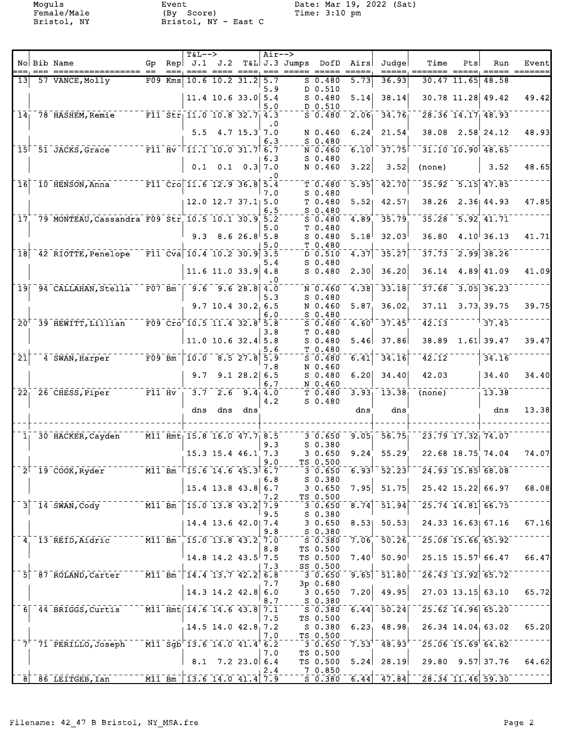Moguls
Female/Male
Bristol, NY

Event
(By Score)
Bristol, NY - East C

Date: Mar 19, 2022 (Sat)
Time: 3:10 pm

| No | Bib | Name | Gp | Rep | T&L--> J.1 | J.2 | T&L | Air--> J.3 | Jumps | DofD | Airs | Judge | Time | Pts | Run | Event |
|---|---|---|---|---|---|---|---|---|---|---|---|---|---|---|---|---|
| 13 | 57 | VANCE,Molly | F09 | Kms | 10.6 | 10.2 | 31.2 | 5.7 | S | 0.480 | 5.73 | 36.93 | 30.47 | 11.65 | 48.58 | |
| | | | | | | | | 5.9 | D | 0.510 | | | | | | |
| | | | | | 11.4 | 10.6 | 33.0 | 5.4 | S | 0.480 | 5.14 | 38.14 | 30.78 | 11.28 | 49.42 | 49.42 |
| | | | | | | | | 5.0 | D | 0.510 | | | | | | |
| 14 | 78 | HASHEM,Remie | F11 | Str | 11.0 | 10.8 | 32.7 | 4.3 | S | 0.480 | 2.06 | 34.76 | 28.36 | 14.17 | 48.93 | |
| | | | | | | | | .0 | | | | | | | | |
| | | | | | 5.5 | 4.7 | 15.3 | 7.0 | N | 0.460 | 6.24 | 21.54 | 38.08 | 2.58 | 24.12 | 48.93 |
| | | | | | | | | 6.3 | S | 0.480 | | | | | | |
| 15 | 51 | JACKS,Grace | F11 | Hv | 11.1 | 10.0 | 31.7 | 6.7 | N | 0.460 | 6.10 | 37.75 | 31.10 | 10.90 | 48.65 | |
| | | | | | | | | 6.3 | S | 0.480 | | | | | | |
| | | | | | 0.1 | 0.1 | 0.3 | 7.0 | N | 0.460 | 3.22 | 3.52 | (none) | | 3.52 | 48.65 |
| | | | | | | | | .0 | | | | | | | | |
| 16 | 10 | HENSON,Anna | F11 | Cro | 11.6 | 12.9 | 36.8 | 5.4 | T | 0.480 | 5.95 | 42.70 | 35.92 | 5.15 | 47.85 | |
| | | | | | | | | 7.0 | S | 0.480 | | | | | | |
| | | | | | 12.0 | 12.7 | 37.1 | 5.0 | T | 0.480 | 5.52 | 42.57 | 38.26 | 2.36 | 44.93 | 47.85 |
| | | | | | | | | 6.5 | S | 0.480 | | | | | | |
| 17 | 79 | MONTEAU,Cassandra | F09 | Str | 10.5 | 10.1 | 30.9 | 5.2 | S | 0.480 | 4.89 | 35.79 | 35.28 | 5.92 | 41.71 | |
| | | | | | | | | 5.0 | T | 0.480 | | | | | | |
| | | | | | 9.3 | 8.6 | 26.8 | 5.8 | S | 0.480 | 5.18 | 32.03 | 36.80 | 4.10 | 36.13 | 41.71 |
| | | | | | | | | 5.0 | T | 0.480 | | | | | | |
| 18 | 42 | RIOTTE,Penelope | F11 | Cva | 10.4 | 10.2 | 30.9 | 3.5 | D | 0.510 | 4.37 | 35.27 | 37.73 | 2.99 | 38.26 | |
| | | | | | | | | 5.4 | S | 0.480 | | | | | | |
| | | | | | 11.6 | 11.0 | 33.9 | 4.8 | S | 0.480 | 2.30 | 36.20 | 36.14 | 4.89 | 41.09 | 41.09 |
| | | | | | | | | .0 | | | | | | | | |
| 19 | 94 | CALLAHAN,Stella | F07 | Bm | 9.6 | 9.6 | 28.8 | 4.0 | N | 0.460 | 4.38 | 33.18 | 37.68 | 3.05 | 36.23 | |
| | | | | | | | | 5.3 | S | 0.480 | | | | | | |
| | | | | | 9.7 | 10.4 | 30.2 | 6.5 | N | 0.460 | 5.87 | 36.02 | 37.11 | 3.73 | 39.75 | 39.75 |
| | | | | | | | | 6.0 | S | 0.480 | | | | | | |
| 20 | 39 | HEWITT,Lillian | F09 | Cro | 10.5 | 11.4 | 32.8 | 5.8 | S | 0.480 | 4.60 | 37.45 | 42.13 | | 37.45 | |
| | | | | | | | | 3.8 | T | 0.480 | | | | | | |
| | | | | | 11.0 | 10.6 | 32.4 | 5.8 | S | 0.480 | 5.46 | 37.86 | 38.89 | 1.61 | 39.47 | 39.47 |
| | | | | | | | | 5.6 | T | 0.480 | | | | | | |
| 21 | 4 | SWAN,Harper | F09 | Bm | 10.0 | 8.5 | 27.8 | 5.9 | S | 0.480 | 6.41 | 34.16 | 42.12 | | 34.16 | |
| | | | | | | | | 7.8 | N | 0.460 | | | | | | |
| | | | | | 9.7 | 9.1 | 28.2 | 6.5 | S | 0.480 | 6.20 | 34.40 | 42.03 | | 34.40 | 34.40 |
| | | | | | | | | 6.7 | N | 0.460 | | | | | | |
| 22 | 26 | CHESS,Piper | F11 | Hv | 3.7 | 2.6 | 9.4 | 4.0 | T | 0.480 | 3.93 | 13.38 | (none) | | 13.38 | |
| | | | | | | | | 4.2 | S | 0.480 | | | | | | |
| | | | | | dns | dns | dns | | | | dns | dns | | | dns | 13.38 |
| 1 | 30 | HACKER,Cayden | M11 | Hmt | 15.8 | 16.0 | 47.7 | 8.5 | 3 | 0.650 | 9.05 | 56.75 | 23.79 | 17.32 | 74.07 | |
| | | | | | | | | 9.3 | S | 0.380 | | | | | | |
| | | | | | 15.3 | 15.4 | 46.1 | 7.3 | 3 | 0.650 | 9.24 | 55.29 | 22.68 | 18.75 | 74.04 | 74.07 |
| | | | | | | | | 9.0 | TS | 0.500 | | | | | | |
| 2 | 19 | COOK,Ryder | M11 | Bm | 15.6 | 14.6 | 45.3 | 6.7 | 3 | 0.650 | 6.93 | 52.23 | 24.93 | 15.85 | 68.08 | |
| | | | | | | | | 6.8 | S | 0.380 | | | | | | |
| | | | | | 15.4 | 13.8 | 43.8 | 6.7 | 3 | 0.650 | 7.95 | 51.75 | 25.42 | 15.22 | 66.97 | 68.08 |
| | | | | | | | | 7.2 | TS | 0.500 | | | | | | |
| 3 | 14 | SWAN,Cody | M11 | Bm | 15.0 | 13.8 | 43.2 | 7.9 | 3 | 0.650 | 8.74 | 51.94 | 25.74 | 14.81 | 66.75 | |
| | | | | | | | | 9.5 | S | 0.380 | | | | | | |
| | | | | | 14.4 | 13.6 | 42.0 | 7.4 | 3 | 0.650 | 8.53 | 50.53 | 24.33 | 16.63 | 67.16 | 67.16 |
| | | | | | | | | 9.8 | S | 0.380 | | | | | | |
| 4 | 13 | REID,Aidric | M11 | Bm | 15.0 | 13.8 | 43.2 | 7.0 | S | 0.380 | 7.06 | 50.26 | 25.08 | 15.66 | 65.92 | |
| | | | | | | | | 8.8 | TS | 0.500 | | | | | | |
| | | | | | 14.8 | 14.2 | 43.5 | 7.5 | TS | 0.500 | 7.40 | 50.90 | 25.15 | 15.57 | 66.47 | 66.47 |
| | | | | | | | | 7.3 | SS | 0.500 | | | | | | |
| 5 | 87 | ROLAND,Carter | M11 | Bm | 14.4 | 13.7 | 42.2 | 6.8 | 3 | 0.650 | 9.65 | 51.80 | 26.43 | 13.92 | 65.72 | |
| | | | | | | | | 7.7 | 3p | 0.680 | | | | | | |
| | | | | | 14.3 | 14.2 | 42.8 | 6.0 | 3 | 0.650 | 7.20 | 49.95 | 27.03 | 13.15 | 63.10 | 65.72 |
| | | | | | | | | 8.7 | S | 0.380 | | | | | | |
| 6 | 44 | BRIGGS,Curtis | M11 | Hmt | 14.6 | 14.6 | 43.8 | 7.1 | S | 0.380 | 6.44 | 50.24 | 25.62 | 14.96 | 65.20 | |
| | | | | | | | | 7.5 | TS | 0.500 | | | | | | |
| | | | | | 14.5 | 14.0 | 42.8 | 7.2 | S | 0.380 | 6.23 | 48.98 | 26.34 | 14.04 | 63.02 | 65.20 |
| | | | | | | | | 7.0 | TS | 0.500 | | | | | | |
| 7 | 71 | PERILLO,Joseph | M11 | Sgb | 13.6 | 14.0 | 41.4 | 6.2 | 3 | 0.650 | 7.53 | 48.93 | 25.06 | 15.69 | 64.62 | |
| | | | | | | | | 7.0 | TS | 0.500 | | | | | | |
| | | | | | 8.1 | 7.2 | 23.0 | 6.4 | TS | 0.500 | 5.24 | 28.19 | 29.80 | 9.57 | 37.76 | 64.62 |
| | | | | | | | | 2.4 | 7 | 0.850 | | | | | | |
| 8 | 86 | LEITGEB,Ian | M11 | Bm | 13.6 | 14.0 | 41.4 | 7.9 | S | 0.380 | 6.44 | 47.84 | 28.34 | 11.46 | 59.30 | |

Filename: 42_47 B Bristol, NY_MSA.fre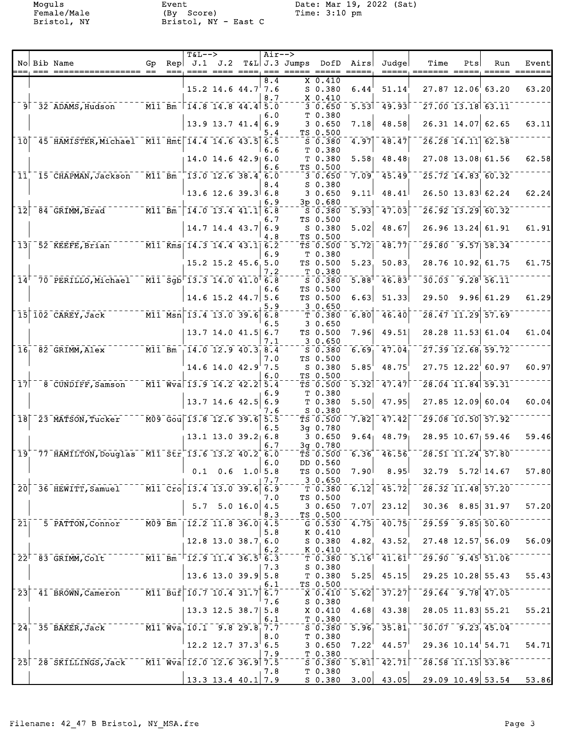Moguls
Female/Male
Bristol, NY

Event
(By Score)
Bristol, NY - East C

Date: Mar 19, 2022 (Sat)
Time: 3:10 pm

| No | Bib | Name | Gp | Rep | J.1 | J.2 | T&L | J.3 | Jumps | DofD | Airs | Judge | Time | Pts | Run | Event |
|---|---|---|---|---|---|---|---|---|---|---|---|---|---|---|---|---|
| | | | | | | | | 8.4 | X | 0.410 | | | | | | |
| | | | | | 15.2 | 14.6 | 44.7 | 7.6 | S | 0.380 | 6.44 | 51.14 | 27.87 | 12.06 | 63.20 | 63.20 |
| | | | | | | | | 8.7 | X | 0.410 | | | | | | |
| 9 | 32 | ADAMS, Hudson | M11 | Bm | 14.8 | 14.8 | 44.4 | 5.0 | 3 | 0.650 | 5.53 | 49.93 | 27.00 | 13.18 | 63.11 | |
| | | | | | | | | 6.0 | T | 0.380 | | | | | | |
| | | | | | 13.9 | 13.7 | 41.4 | 6.9 | 3 | 0.650 | 7.18 | 48.58 | 26.31 | 14.07 | 62.65 | 63.11 |
| | | | | | | | | 5.4 | TS | 0.500 | | | | | | |
| 10 | 45 | HAMISTER, Michael | M11 | Hmt | 14.4 | 14.6 | 43.5 | 6.5 | S | 0.380 | 4.97 | 48.47 | 26.28 | 14.11 | 62.58 | |
| | | | | | | | | 6.6 | T | 0.380 | | | | | | |
| | | | | | 14.0 | 14.6 | 42.9 | 6.0 | T | 0.380 | 5.58 | 48.48 | 27.08 | 13.08 | 61.56 | 62.58 |
| | | | | | | | | 6.6 | TS | 0.500 | | | | | | |
| 11 | 15 | CHAPMAN, Jackson | M11 | Bm | 13.0 | 12.6 | 38.4 | 6.0 | 3 | 0.650 | 7.09 | 45.49 | 25.72 | 14.83 | 60.32 | |
| | | | | | | | | 8.4 | S | 0.380 | | | | | | |
| | | | | | 13.6 | 12.6 | 39.3 | 6.8 | 3 | 0.650 | 9.11 | 48.41 | 26.50 | 13.83 | 62.24 | 62.24 |
| | | | | | | | | 6.9 | 3p | 0.680 | | | | | | |
| 12 | 84 | GRIMM, Brad | M11 | Bm | 14.0 | 13.4 | 41.1 | 6.8 | S | 0.380 | 5.93 | 47.03 | 26.92 | 13.29 | 60.32 | |
| | | | | | | | | 6.7 | TS | 0.500 | | | | | | |
| | | | | | 14.7 | 14.4 | 43.7 | 6.9 | S | 0.380 | 5.02 | 48.67 | 26.96 | 13.24 | 61.91 | 61.91 |
| | | | | | | | | 4.8 | TS | 0.500 | | | | | | |
| 13 | 52 | KEEFE, Brian | M11 | Kms | 14.3 | 14.4 | 43.1 | 6.2 | TS | 0.500 | 5.72 | 48.77 | 29.80 | 9.57 | 58.34 | |
| | | | | | | | | 6.9 | T | 0.380 | | | | | | |
| | | | | | 15.2 | 15.2 | 45.6 | 5.0 | TS | 0.500 | 5.23 | 50.83 | 28.76 | 10.92 | 61.75 | 61.75 |
| | | | | | | | | 7.2 | T | 0.380 | | | | | | |
| 14 | 70 | PERILLO, Michael | M11 | Sgb | 13.3 | 14.0 | 41.0 | 6.8 | S | 0.380 | 5.88 | 46.83 | 30.03 | 9.28 | 56.11 | |
| | | | | | | | | 6.6 | TS | 0.500 | | | | | | |
| | | | | | 14.6 | 15.2 | 44.7 | 5.6 | TS | 0.500 | 6.63 | 51.33 | 29.50 | 9.96 | 61.29 | 61.29 |
| | | | | | | | | 5.9 | 3 | 0.650 | | | | | | |
| 15 | 102 | CAREY, Jack | M11 | Msn | 13.4 | 13.0 | 39.6 | 6.8 | T | 0.380 | 6.80 | 46.40 | 28.47 | 11.29 | 57.69 | |
| | | | | | | | | 6.5 | 3 | 0.650 | | | | | | |
| | | | | | 13.7 | 14.0 | 41.5 | 6.7 | TS | 0.500 | 7.96 | 49.51 | 28.28 | 11.53 | 61.04 | 61.04 |
| | | | | | | | | 7.1 | 3 | 0.650 | | | | | | |
| 16 | 82 | GRIMM, Alex | M11 | Bm | 14.0 | 12.9 | 40.3 | 8.4 | S | 0.380 | 6.69 | 47.04 | 27.39 | 12.68 | 59.72 | |
| | | | | | | | | 7.0 | TS | 0.500 | | | | | | |
| | | | | | 14.6 | 14.0 | 42.9 | 7.5 | S | 0.380 | 5.85 | 48.75 | 27.75 | 12.22 | 60.97 | 60.97 |
| | | | | | | | | 6.0 | TS | 0.500 | | | | | | |
| 17 | 8 | CUNDIFF, Samson | M11 | Wva | 13.9 | 14.2 | 42.2 | 5.4 | TS | 0.500 | 5.32 | 47.47 | 28.04 | 11.84 | 59.31 | |
| | | | | | | | | 6.9 | T | 0.380 | | | | | | |
| | | | | | 13.7 | 14.6 | 42.5 | 6.9 | T | 0.380 | 5.50 | 47.95 | 27.85 | 12.09 | 60.04 | 60.04 |
| | | | | | | | | 7.6 | S | 0.380 | | | | | | |
| 18 | 23 | MATSON, Tucker | M09 | Gou | 13.8 | 12.6 | 39.6 | 5.5 | TS | 0.500 | 7.82 | 47.42 | 29.08 | 10.50 | 57.92 | |
| | | | | | | | | 6.5 | 3g | 0.780 | | | | | | |
| | | | | | 13.1 | 13.0 | 39.2 | 6.8 | 3 | 0.650 | 9.64 | 48.79 | 28.95 | 10.67 | 59.46 | 59.46 |
| | | | | | | | | 6.7 | 3g | 0.780 | | | | | | |
| 19 | 77 | HAMILTON, Douglas | M11 | Str | 13.6 | 13.2 | 40.2 | 6.0 | TS | 0.500 | 6.36 | 46.56 | 28.51 | 11.24 | 57.80 | |
| | | | | | | | | 6.0 | DD | 0.560 | | | | | | |
| | | | | | 0.1 | 0.6 | 1.0 | 5.8 | TS | 0.500 | 7.90 | 8.95 | 32.79 | 5.72 | 14.67 | 57.80 |
| | | | | | | | | 7.7 | 3 | 0.650 | | | | | | |
| 20 | 36 | HEWITT, Samuel | M11 | Cro | 13.4 | 13.0 | 39.6 | 6.9 | T | 0.380 | 6.12 | 45.72 | 28.32 | 11.48 | 57.20 | |
| | | | | | | | | 7.0 | TS | 0.500 | | | | | | |
| | | | | | 5.7 | 5.0 | 16.0 | 4.5 | 3 | 0.650 | 7.07 | 23.12 | 30.36 | 8.85 | 31.97 | 57.20 |
| | | | | | | | | 8.3 | TS | 0.500 | | | | | | |
| 21 | 5 | PATTON, Connor | M09 | Bm | 12.2 | 11.8 | 36.0 | 4.5 | G | 0.530 | 4.75 | 40.75 | 29.59 | 9.85 | 50.60 | |
| | | | | | | | | 5.8 | K | 0.410 | | | | | | |
| | | | | | 12.8 | 13.0 | 38.7 | 6.0 | S | 0.380 | 4.82 | 43.52 | 27.48 | 12.57 | 56.09 | 56.09 |
| | | | | | | | | 6.2 | K | 0.410 | | | | | | |
| 22 | 83 | GRIMM, Colt | M11 | Bm | 12.9 | 11.4 | 36.5 | 6.3 | T | 0.380 | 5.16 | 41.61 | 29.90 | 9.45 | 51.06 | |
| | | | | | | | | 7.3 | S | 0.380 | | | | | | |
| | | | | | 13.6 | 13.0 | 39.9 | 5.8 | T | 0.380 | 5.25 | 45.15 | 29.25 | 10.28 | 55.43 | 55.43 |
| | | | | | | | | 6.1 | TS | 0.500 | | | | | | |
| 23 | 41 | BROWN, Cameron | M11 | Buf | 10.7 | 10.4 | 31.7 | 6.7 | X | 0.410 | 5.62 | 37.27 | 29.64 | 9.78 | 47.05 | |
| | | | | | | | | 7.6 | S | 0.380 | | | | | | |
| | | | | | 13.3 | 12.5 | 38.7 | 5.8 | X | 0.410 | 4.68 | 43.38 | 28.05 | 11.83 | 55.21 | 55.21 |
| | | | | | | | | 6.1 | T | 0.380 | | | | | | |
| 24 | 35 | BAKER, Jack | M11 | Wva | 10.1 | 9.8 | 29.8 | 7.7 | S | 0.380 | 5.96 | 35.81 | 30.07 | 9.23 | 45.04 | |
| | | | | | | | | 8.0 | T | 0.380 | | | | | | |
| | | | | | 12.2 | 12.7 | 37.3 | 6.5 | 3 | 0.650 | 7.22 | 44.57 | 29.36 | 10.14 | 54.71 | 54.71 |
| | | | | | | | | 7.9 | T | 0.380 | | | | | | |
| 25 | 28 | SKILLINGS, Jack | M11 | Wva | 12.0 | 12.6 | 36.9 | 7.5 | S | 0.380 | 5.81 | 42.71 | 28.58 | 11.15 | 53.86 | |
| | | | | | | | | 7.8 | T | 0.380 | | | | | | |
| | | | | | 13.3 | 13.4 | 40.1 | 7.9 | S | 0.380 | 3.00 | 43.05 | 29.09 | 10.49 | 53.54 | 53.86 |

Filename: 42_47 B Bristol, NY_MSA.fre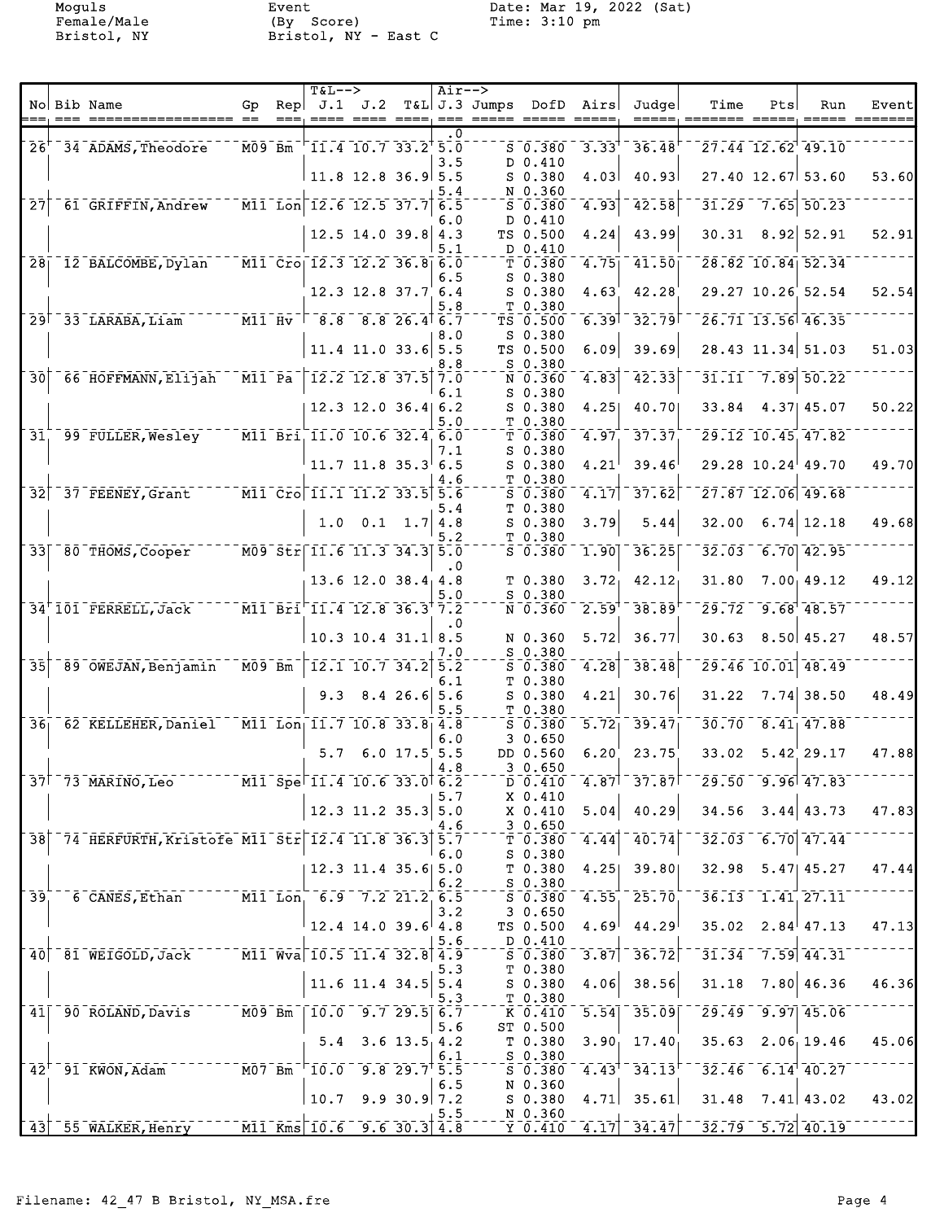Moguls
Female/Male
Bristol, NY

Event
(By Score)
Bristol, NY - East C

Date: Mar 19, 2022 (Sat)
Time: 3:10 pm

| No | Bib | Name | Gp | Rep | J.1 | J.2 | T&L | J.3 | Jumps | DofD | Airs | Judge | Time | Pts | Run | Event |
|---|---|---|---|---|---|---|---|---|---|---|---|---|---|---|---|---|
| | | | | | | | | .0 | | | | | | | | |
| 26 | 34 | ADAMS,Theodore | M09 | Bm | 11.4 | 10.7 | 33.2 | 5.0 | S | 0.380 | 3.33 | 36.48 | 27.44 | 12.62 | 49.10 | |
| | | | | | | | | 3.5 | D | 0.410 | | | | | | |
| | | | | | 11.8 | 12.8 | 36.9 | 5.5 | S | 0.380 | 4.03 | 40.93 | 27.40 | 12.67 | 53.60 | 53.60 |
| | | | | | | | | 5.4 | N | 0.360 | | | | | | |
| 27 | 61 | GRIFFIN,Andrew | M11 | Lon | 12.6 | 12.5 | 37.7 | 6.5 | S | 0.380 | 4.93 | 42.58 | 31.29 | 7.65 | 50.23 | |
| | | | | | | | | 6.0 | D | 0.410 | | | | | | |
| | | | | | 12.5 | 14.0 | 39.8 | 4.3 | TS | 0.500 | 4.24 | 43.99 | 30.31 | 8.92 | 52.91 | 52.91 |
| | | | | | | | | 5.1 | D | 0.410 | | | | | | |
| 28 | 12 | BALCOMBE,Dylan | M11 | Cro | 12.3 | 12.2 | 36.8 | 6.0 | T | 0.380 | 4.75 | 41.50 | 28.82 | 10.84 | 52.34 | |
| | | | | | | | | 6.5 | S | 0.380 | | | | | | |
| | | | | | 12.3 | 12.8 | 37.7 | 6.4 | S | 0.380 | 4.63 | 42.28 | 29.27 | 10.26 | 52.54 | 52.54 |
| | | | | | | | | 5.8 | T | 0.380 | | | | | | |
| 29 | 33 | LARABA,Liam | M11 | Hv | 8.8 | 8.8 | 26.4 | 6.7 | TS | 0.500 | 6.39 | 32.79 | 26.71 | 13.56 | 46.35 | |
| | | | | | | | | 8.0 | S | 0.380 | | | | | | |
| | | | | | 11.4 | 11.0 | 33.6 | 5.5 | TS | 0.500 | 6.09 | 39.69 | 28.43 | 11.34 | 51.03 | 51.03 |
| | | | | | | | | 8.8 | S | 0.380 | | | | | | |
| 30 | 66 | HOFFMANN,Elijah | M11 | Pa | 12.2 | 12.8 | 37.5 | 7.0 | N | 0.360 | 4.83 | 42.33 | 31.11 | 7.89 | 50.22 | |
| | | | | | | | | 6.1 | S | 0.380 | | | | | | |
| | | | | | 12.3 | 12.0 | 36.4 | 6.2 | S | 0.380 | 4.25 | 40.70 | 33.84 | 4.37 | 45.07 | 50.22 |
| | | | | | | | | 5.0 | T | 0.380 | | | | | | |
| 31 | 99 | FULLER,Wesley | M11 | Bri | 11.0 | 10.6 | 32.4 | 6.0 | T | 0.380 | 4.97 | 37.37 | 29.12 | 10.45 | 47.82 | |
| | | | | | | | | 7.1 | S | 0.380 | | | | | | |
| | | | | | 11.7 | 11.8 | 35.3 | 6.5 | S | 0.380 | 4.21 | 39.46 | 29.28 | 10.24 | 49.70 | 49.70 |
| | | | | | | | | 4.6 | T | 0.380 | | | | | | |
| 32 | 37 | FEENEY,Grant | M11 | Cro | 11.1 | 11.2 | 33.5 | 5.6 | S | 0.380 | 4.17 | 37.62 | 27.87 | 12.06 | 49.68 | |
| | | | | | | | | 5.4 | T | 0.380 | | | | | | |
| | | | | | 1.0 | 0.1 | 1.7 | 4.8 | S | 0.380 | 3.79 | 5.44 | 32.00 | 6.74 | 12.18 | 49.68 |
| | | | | | | | | 5.2 | T | 0.380 | | | | | | |
| 33 | 80 | THOMS,Cooper | M09 | Str | 11.6 | 11.3 | 34.3 | 5.0 | S | 0.380 | 1.90 | 36.25 | 32.03 | 6.70 | 42.95 | |
| | | | | | | | | .0 | | | | | | | | |
| | | | | | 13.6 | 12.0 | 38.4 | 4.8 | T | 0.380 | 3.72 | 42.12 | 31.80 | 7.00 | 49.12 | 49.12 |
| | | | | | | | | 5.0 | S | 0.380 | | | | | | |
| 34 | 101 | FERRELL,Jack | M11 | Bri | 11.4 | 12.8 | 36.3 | 7.2 | N | 0.360 | 2.59 | 38.89 | 29.72 | 9.68 | 48.57 | |
| | | | | | | | | .0 | | | | | | | | |
| | | | | | 10.3 | 10.4 | 31.1 | 8.5 | N | 0.360 | 5.72 | 36.77 | 30.63 | 8.50 | 45.27 | 48.57 |
| | | | | | | | | 7.0 | S | 0.380 | | | | | | |
| 35 | 89 | OWEJAN,Benjamin | M09 | Bm | 12.1 | 10.7 | 34.2 | 5.2 | S | 0.380 | 4.28 | 38.48 | 29.46 | 10.01 | 48.49 | |
| | | | | | | | | 6.1 | T | 0.380 | | | | | | |
| | | | | | 9.3 | 8.4 | 26.6 | 5.6 | S | 0.380 | 4.21 | 30.76 | 31.22 | 7.74 | 38.50 | 48.49 |
| | | | | | | | | 5.5 | T | 0.380 | | | | | | |
| 36 | 62 | KELLEHER,Daniel | M11 | Lon | 11.7 | 10.8 | 33.8 | 4.8 | S | 0.380 | 5.72 | 39.47 | 30.70 | 8.41 | 47.88 | |
| | | | | | | | | 6.0 | 3 | 0.650 | | | | | | |
| | | | | | 5.7 | 6.0 | 17.5 | 5.5 | DD | 0.560 | 6.20 | 23.75 | 33.02 | 5.42 | 29.17 | 47.88 |
| | | | | | | | | 4.8 | 3 | 0.650 | | | | | | |
| 37 | 73 | MARINO,Leo | M11 | Spe | 11.4 | 10.6 | 33.0 | 6.2 | D | 0.410 | 4.87 | 37.87 | 29.50 | 9.96 | 47.83 | |
| | | | | | | | | 5.7 | X | 0.410 | | | | | | |
| | | | | | 12.3 | 11.2 | 35.3 | 5.0 | X | 0.410 | 5.04 | 40.29 | 34.56 | 3.44 | 43.73 | 47.83 |
| | | | | | | | | 4.6 | 3 | 0.650 | | | | | | |
| 38 | 74 | HERFURTH,Kristofe | M11 | Str | 12.4 | 11.8 | 36.3 | 5.7 | T | 0.380 | 4.44 | 40.74 | 32.03 | 6.70 | 47.44 | |
| | | | | | | | | 6.0 | S | 0.380 | | | | | | |
| | | | | | 12.3 | 11.4 | 35.6 | 5.0 | T | 0.380 | 4.25 | 39.80 | 32.98 | 5.47 | 45.27 | 47.44 |
| | | | | | | | | 6.2 | S | 0.380 | | | | | | |
| 39 | 6 | CANES,Ethan | M11 | Lon | 6.9 | 7.2 | 21.2 | 6.5 | S | 0.380 | 4.55 | 25.70 | 36.13 | 1.41 | 27.11 | |
| | | | | | | | | 3.2 | 3 | 0.650 | | | | | | |
| | | | | | 12.4 | 14.0 | 39.6 | 4.8 | TS | 0.500 | 4.69 | 44.29 | 35.02 | 2.84 | 47.13 | 47.13 |
| | | | | | | | | 5.6 | D | 0.410 | | | | | | |
| 40 | 81 | WEIGOLD,Jack | M11 | Wva | 10.5 | 11.4 | 32.8 | 4.9 | S | 0.380 | 3.87 | 36.72 | 31.34 | 7.59 | 44.31 | |
| | | | | | | | | 5.3 | T | 0.380 | | | | | | |
| | | | | | 11.6 | 11.4 | 34.5 | 5.4 | S | 0.380 | 4.06 | 38.56 | 31.18 | 7.80 | 46.36 | 46.36 |
| | | | | | | | | 5.3 | T | 0.380 | | | | | | |
| 41 | 90 | ROLAND,Davis | M09 | Bm | 10.0 | 9.7 | 29.5 | 6.7 | K | 0.410 | 5.54 | 35.09 | 29.49 | 9.97 | 45.06 | |
| | | | | | | | | 5.6 | ST | 0.500 | | | | | | |
| | | | | | 5.4 | 3.6 | 13.5 | 4.2 | T | 0.380 | 3.90 | 17.40 | 35.63 | 2.06 | 19.46 | 45.06 |
| | | | | | | | | 6.1 | S | 0.380 | | | | | | |
| 42 | 91 | KWON,Adam | M07 | Bm | 10.0 | 9.8 | 29.7 | 5.5 | S | 0.380 | 4.43 | 34.13 | 32.46 | 6.14 | 40.27 | |
| | | | | | | | | 6.5 | N | 0.360 | | | | | | |
| | | | | | 10.7 | 9.9 | 30.9 | 7.2 | S | 0.380 | 4.71 | 35.61 | 31.48 | 7.41 | 43.02 | 43.02 |
| | | | | | | | | 5.5 | N | 0.360 | | | | | | |
| 43 | 55 | WALKER,Henry | M11 | Kms | 10.6 | 9.6 | 30.3 | 4.8 | Y | 0.410 | 4.17 | 34.47 | 32.79 | 5.72 | 40.19 | |

Filename: 42_47 B Bristol, NY_MSA.fre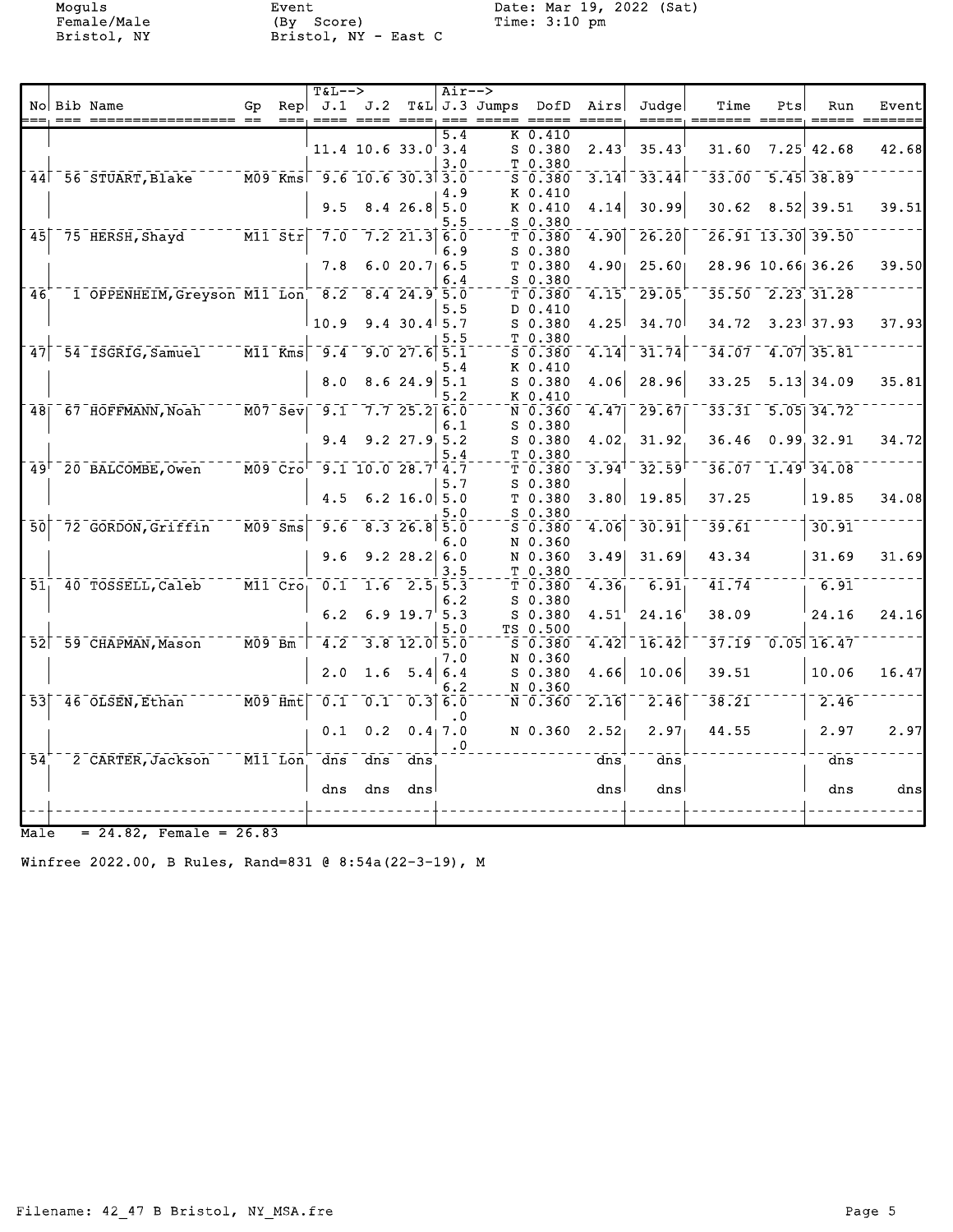Moguls
Female/Male
Bristol, NY

Event
(By Score)
Bristol, NY - East C

Date: Mar 19, 2022 (Sat)
Time: 3:10 pm

| No | Bib | Name | Gp | Rep | T&L--> J.1 | J.2 | T&L | Air--> J.3 | Jumps | DofD | Airs | Judge | Time | Pts | Run | Event |
|---|---|---|---|---|---|---|---|---|---|---|---|---|---|---|---|---|
| | | | | | | | | 5.4 | K | 0.410 | | | | | | |
| | | | | | 11.4 | 10.6 | 33.0 | 3.4 | S | 0.380 | 2.43 | 35.43 | 31.60 | 7.25 | 42.68 | 42.68 |
| | | | | | | | | 3.0 | T | 0.380 | | | | | | |
| 44 | 56 | STUART, Blake | M09 | Kms | 9.6 | 10.6 | 30.3 | 3.0 | S | 0.380 | 3.14 | 33.44 | 33.00 | 5.45 | 38.89 | |
| | | | | | | | | 4.9 | K | 0.410 | | | | | | |
| | | | | | 9.5 | 8.4 | 26.8 | 5.0 | K | 0.410 | 4.14 | 30.99 | 30.62 | 8.52 | 39.51 | 39.51 |
| | | | | | | | | 5.5 | S | 0.380 | | | | | | |
| 45 | 75 | HERSH, Shayd | M11 | Str | 7.0 | 7.2 | 21.3 | 6.0 | T | 0.380 | 4.90 | 26.20 | 26.91 | 13.30 | 39.50 | |
| | | | | | | | | 6.9 | S | 0.380 | | | | | | |
| | | | | | 7.8 | 6.0 | 20.7 | 6.5 | T | 0.380 | 4.90 | 25.60 | 28.96 | 10.66 | 36.26 | 39.50 |
| | | | | | | | | 6.4 | S | 0.380 | | | | | | |
| 46 | 1 | OPPENHEIM, Greyson | M11 | Lon | 8.2 | 8.4 | 24.9 | 5.0 | T | 0.380 | 4.15 | 29.05 | 35.50 | 2.23 | 31.28 | |
| | | | | | | | | 5.5 | D | 0.410 | | | | | | |
| | | | | | 10.9 | 9.4 | 30.4 | 5.7 | S | 0.380 | 4.25 | 34.70 | 34.72 | 3.23 | 37.93 | 37.93 |
| | | | | | | | | 5.5 | T | 0.380 | | | | | | |
| 47 | 54 | ISGRIG, Samuel | M11 | Kms | 9.4 | 9.0 | 27.6 | 5.1 | S | 0.380 | 4.14 | 31.74 | 34.07 | 4.07 | 35.81 | |
| | | | | | | | | 5.4 | K | 0.410 | | | | | | |
| | | | | | 8.0 | 8.6 | 24.9 | 5.1 | S | 0.380 | 4.06 | 28.96 | 33.25 | 5.13 | 34.09 | 35.81 |
| | | | | | | | | 5.2 | K | 0.410 | | | | | | |
| 48 | 67 | HOFFMANN, Noah | M07 | Sev | 9.1 | 7.7 | 25.2 | 6.0 | N | 0.360 | 4.47 | 29.67 | 33.31 | 5.05 | 34.72 | |
| | | | | | | | | 6.1 | S | 0.380 | | | | | | |
| | | | | | 9.4 | 9.2 | 27.9 | 5.2 | S | 0.380 | 4.02 | 31.92 | 36.46 | 0.99 | 32.91 | 34.72 |
| | | | | | | | | 5.4 | T | 0.380 | | | | | | |
| 49 | 20 | BALCOMBE, Owen | M09 | Cro | 9.1 | 10.0 | 28.7 | 4.7 | T | 0.380 | 3.94 | 32.59 | 36.07 | 1.49 | 34.08 | |
| | | | | | | | | 5.7 | S | 0.380 | | | | | | |
| | | | | | 4.5 | 6.2 | 16.0 | 5.0 | T | 0.380 | 3.80 | 19.85 | 37.25 | | 19.85 | 34.08 |
| | | | | | | | | 5.0 | S | 0.380 | | | | | | |
| 50 | 72 | GORDON, Griffin | M09 | Sms | 9.6 | 8.3 | 26.8 | 5.0 | S | 0.380 | 4.06 | 30.91 | 39.61 | | 30.91 | |
| | | | | | | | | 6.0 | N | 0.360 | | | | | | |
| | | | | | 9.6 | 9.2 | 28.2 | 6.0 | N | 0.360 | 3.49 | 31.69 | 43.34 | | 31.69 | 31.69 |
| | | | | | | | | 3.5 | T | 0.380 | | | | | | |
| 51 | 40 | TOSSELL, Caleb | M11 | Cro | 0.1 | 1.6 | 2.5 | 5.3 | T | 0.380 | 4.36 | 6.91 | 41.74 | | 6.91 | |
| | | | | | | | | 6.2 | S | 0.380 | | | | | | |
| | | | | | 6.2 | 6.9 | 19.7 | 5.3 | S | 0.380 | 4.51 | 24.16 | 38.09 | | 24.16 | 24.16 |
| | | | | | | | | 5.0 | TS | 0.500 | | | | | | |
| 52 | 59 | CHAPMAN, Mason | M09 | Bm | 4.2 | 3.8 | 12.0 | 5.0 | S | 0.380 | 4.42 | 16.42 | 37.19 | 0.05 | 16.47 | |
| | | | | | | | | 7.0 | N | 0.360 | | | | | | |
| | | | | | 2.0 | 1.6 | 5.4 | 6.4 | S | 0.380 | 4.66 | 10.06 | 39.51 | | 10.06 | 16.47 |
| | | | | | | | | 6.2 | N | 0.360 | | | | | | |
| 53 | 46 | OLSEN, Ethan | M09 | Hmt | 0.1 | 0.1 | 0.3 | 6.0 | N | 0.360 | 2.16 | 2.46 | 38.21 | | 2.46 | |
| | | | | | | | | .0 | | | | | | | | |
| | | | | | 0.1 | 0.2 | 0.4 | 7.0 | N | 0.360 | 2.52 | 2.97 | 44.55 | | 2.97 | 2.97 |
| | | | | | | | | .0 | | | | | | | | |
| 54 | 2 | CARTER, Jackson | M11 | Lon | dns | dns | dns | | | | dns | dns | | | dns | |
| | | | | | dns | dns | dns | | | | dns | dns | | | dns | dns |

Male = 24.82, Female = 26.83

Winfree 2022.00, B Rules, Rand=831 @ 8:54a(22-3-19), M

Filename: 42_47 B Bristol, NY_MSA.fre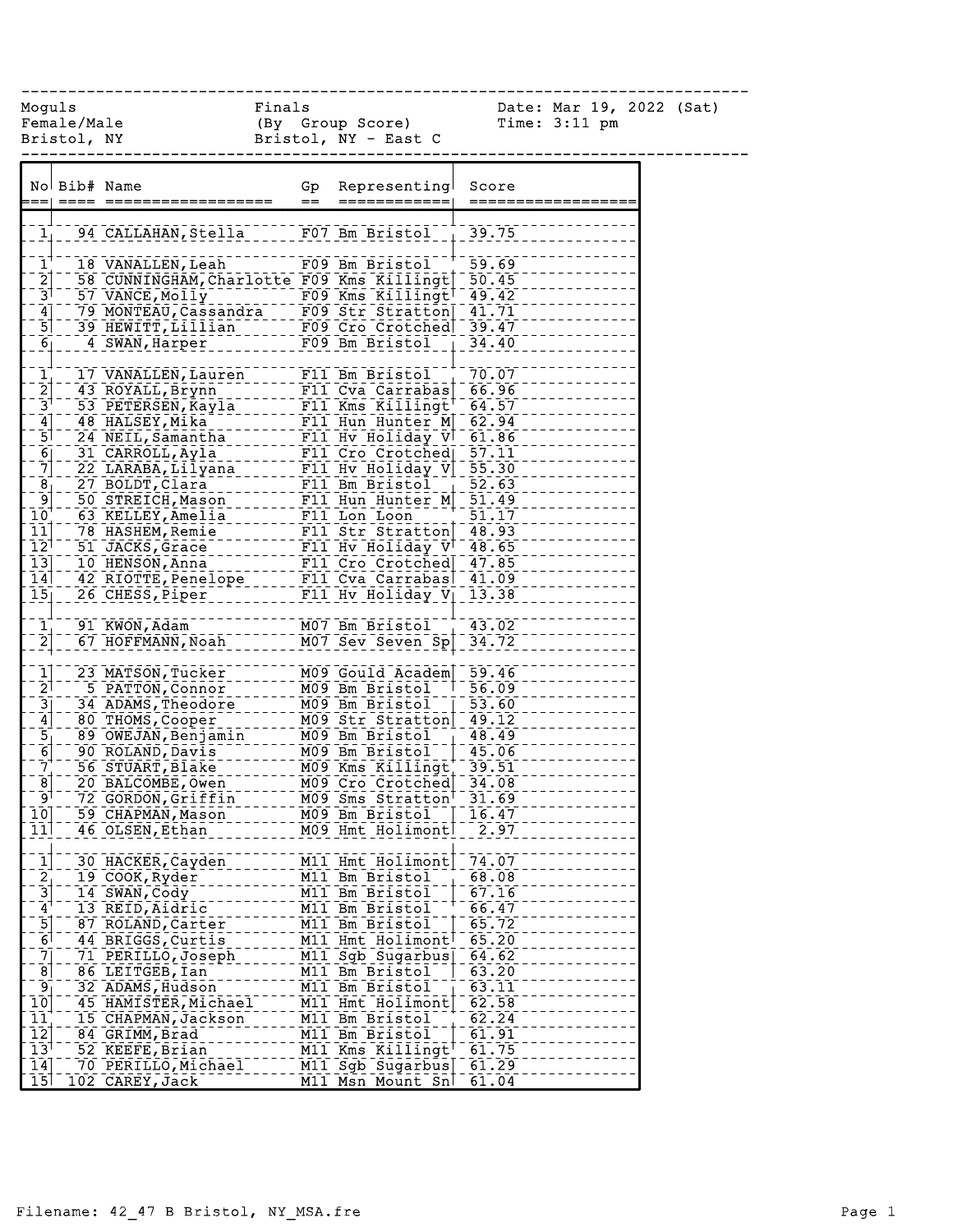Moguls — Female/Male — Bristol, NY

Finals (By Group Score) — Bristol, NY - East C

Date: Mar 19, 2022 (Sat) — Time: 3:11 pm

| No | Bib# | Name | Gp | Representing | Score |
|---|---|---|---|---|---|
| 1 | 94 | CALLAHAN, Stella | F07 | Bm Bristol | 39.75 |
| | | | | | |
| 1 | 18 | VANALLEN, Leah | F09 | Bm Bristol | 59.69 |
| 2 | 58 | CUNNINGHAM, Charlotte | F09 | Kms Killingt | 50.45 |
| 3 | 57 | VANCE, Molly | F09 | Kms Killingt | 49.42 |
| 4 | 79 | MONTEAU, Cassandra | F09 | Str Stratton | 41.71 |
| 5 | 39 | HEWITT, Lillian | F09 | Cro Crotched | 39.47 |
| 6 | 4 | SWAN, Harper | F09 | Bm Bristol | 34.40 |
| | | | | | |
| 1 | 17 | VANALLEN, Lauren | F11 | Bm Bristol | 70.07 |
| 2 | 43 | ROYALL, Brynn | F11 | Cva Carrabas | 66.96 |
| 3 | 53 | PETERSEN, Kayla | F11 | Kms Killingt | 64.57 |
| 4 | 48 | HALSEY, Mika | F11 | Hun Hunter M | 62.94 |
| 5 | 24 | NEIL, Samantha | F11 | Hv Holiday V | 61.86 |
| 6 | 31 | CARROLL, Ayla | F11 | Cro Crotched | 57.11 |
| 7 | 22 | LARABA, Lilyana | F11 | Hv Holiday V | 55.30 |
| 8 | 27 | BOLDT, Clara | F11 | Bm Bristol | 52.63 |
| 9 | 50 | STREICH, Mason | F11 | Hun Hunter M | 51.49 |
| 10 | 63 | KELLEY, Amelia | F11 | Lon Loon | 51.17 |
| 11 | 78 | HASHEM, Remie | F11 | Str Stratton | 48.93 |
| 12 | 51 | JACKS, Grace | F11 | Hv Holiday V | 48.65 |
| 13 | 10 | HENSON, Anna | F11 | Cro Crotched | 47.85 |
| 14 | 42 | RIOTTE, Penelope | F11 | Cva Carrabas | 41.09 |
| 15 | 26 | CHESS, Piper | F11 | Hv Holiday V | 13.38 |
| | | | | | |
| 1 | 91 | KWON, Adam | M07 | Bm Bristol | 43.02 |
| 2 | 67 | HOFFMANN, Noah | M07 | Sev Seven Sp | 34.72 |
| | | | | | |
| 1 | 23 | MATSON, Tucker | M09 | Gould Academ | 59.46 |
| 2 | 5 | PATTON, Connor | M09 | Bm Bristol | 56.09 |
| 3 | 34 | ADAMS, Theodore | M09 | Bm Bristol | 53.60 |
| 4 | 80 | THOMS, Cooper | M09 | Str Stratton | 49.12 |
| 5 | 89 | OWEJAN, Benjamin | M09 | Bm Bristol | 48.49 |
| 6 | 90 | ROLAND, Davis | M09 | Bm Bristol | 45.06 |
| 7 | 56 | STUART, Blake | M09 | Kms Killingt | 39.51 |
| 8 | 20 | BALCOMBE, Owen | M09 | Cro Crotched | 34.08 |
| 9 | 72 | GORDON, Griffin | M09 | Sms Stratton | 31.69 |
| 10 | 59 | CHAPMAN, Mason | M09 | Bm Bristol | 16.47 |
| 11 | 46 | OLSEN, Ethan | M09 | Hmt Holimont | 2.97 |
| | | | | | |
| 1 | 30 | HACKER, Cayden | M11 | Hmt Holimont | 74.07 |
| 2 | 19 | COOK, Ryder | M11 | Bm Bristol | 68.08 |
| 3 | 14 | SWAN, Cody | M11 | Bm Bristol | 67.16 |
| 4 | 13 | REID, Aidric | M11 | Bm Bristol | 66.47 |
| 5 | 87 | ROLAND, Carter | M11 | Bm Bristol | 65.72 |
| 6 | 44 | BRIGGS, Curtis | M11 | Hmt Holimont | 65.20 |
| 7 | 71 | PERILLO, Joseph | M11 | Sgb Sugarbus | 64.62 |
| 8 | 86 | LEITGEB, Ian | M11 | Bm Bristol | 63.20 |
| 9 | 32 | ADAMS, Hudson | M11 | Bm Bristol | 63.11 |
| 10 | 45 | HAMISTER, Michael | M11 | Hmt Holimont | 62.58 |
| 11 | 15 | CHAPMAN, Jackson | M11 | Bm Bristol | 62.24 |
| 12 | 84 | GRIMM, Brad | M11 | Bm Bristol | 61.91 |
| 13 | 52 | KEEFE, Brian | M11 | Kms Killingt | 61.75 |
| 14 | 70 | PERILLO, Michael | M11 | Sgb Sugarbus | 61.29 |
| 15 | 102 | CAREY, Jack | M11 | Msn Mount Sn | 61.04 |

Filename: 42_47 B Bristol, NY_MSA.fre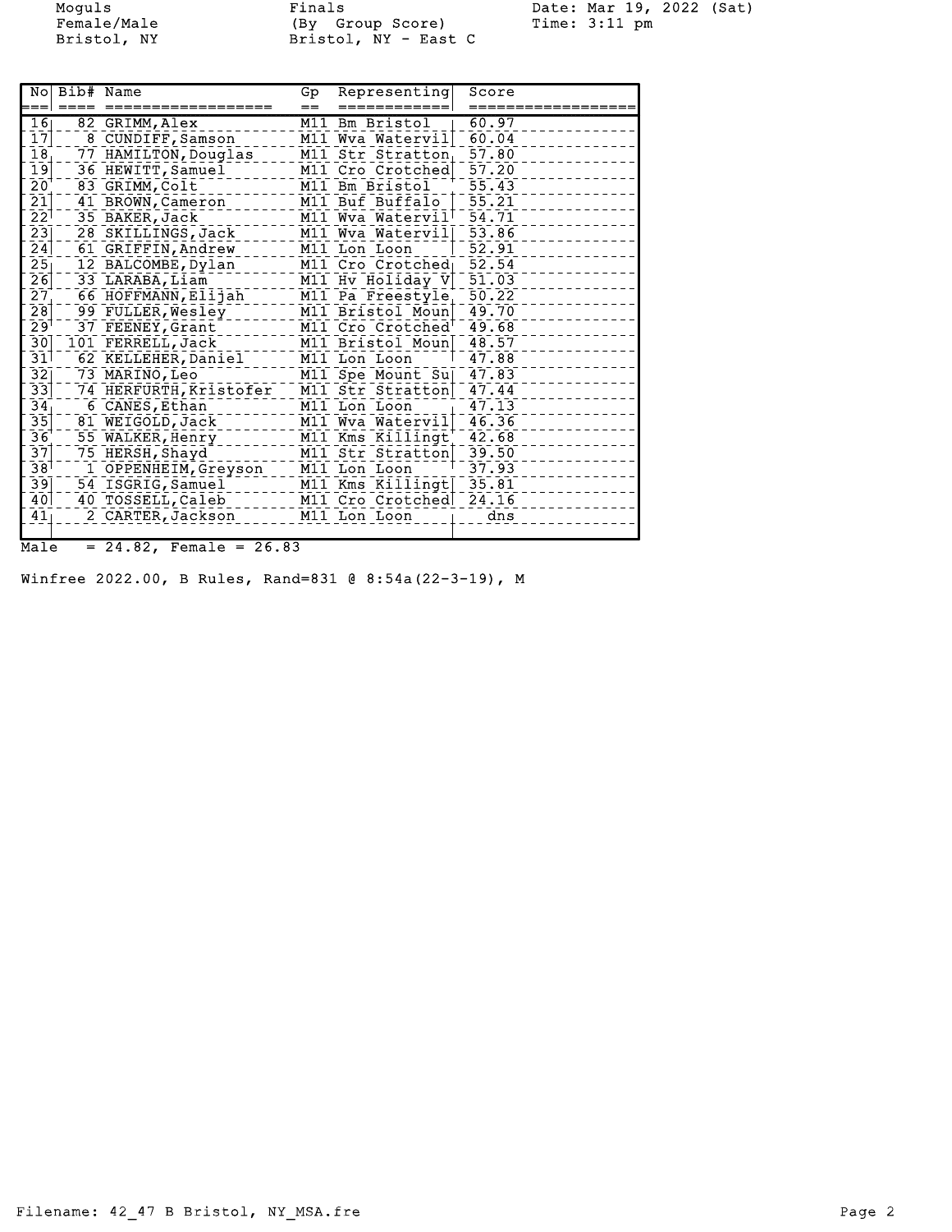Moguls
Female/Male
Bristol, NY

Finals
(By Group Score)
Bristol, NY - East C

Date: Mar 19, 2022 (Sat)
Time: 3:11 pm

| No | Bib# | Name | Gp | Representing | Score |
|---|---|---|---|---|---|
| 16 | 82 | GRIMM, Alex | M11 | Bm Bristol | 60.97 |
| 17 | 8 | CUNDIFF, Samson | M11 | Wva Watervil | 60.04 |
| 18 | 77 | HAMILTON, Douglas | M11 | Str Stratton | 57.80 |
| 19 | 36 | HEWITT, Samuel | M11 | Cro Crotched | 57.20 |
| 20 | 83 | GRIMM, Colt | M11 | Bm Bristol | 55.43 |
| 21 | 41 | BROWN, Cameron | M11 | Buf Buffalo | 55.21 |
| 22 | 35 | BAKER, Jack | M11 | Wva Watervil | 54.71 |
| 23 | 28 | SKILLINGS, Jack | M11 | Wva Watervil | 53.86 |
| 24 | 61 | GRIFFIN, Andrew | M11 | Lon Loon | 52.91 |
| 25 | 12 | BALCOMBE, Dylan | M11 | Cro Crotched | 52.54 |
| 26 | 33 | LARABA, Liam | M11 | Hv Holiday V | 51.03 |
| 27 | 66 | HOFFMANN, Elijah | M11 | Pa Freestyle | 50.22 |
| 28 | 99 | FULLER, Wesley | M11 | Bristol Moun | 49.70 |
| 29 | 37 | FEENEY, Grant | M11 | Cro Crotched | 49.68 |
| 30 | 101 | FERRELL, Jack | M11 | Bristol Moun | 48.57 |
| 31 | 62 | KELLEHER, Daniel | M11 | Lon Loon | 47.88 |
| 32 | 73 | MARINO, Leo | M11 | Spe Mount Su | 47.83 |
| 33 | 74 | HERFURTH, Kristofer | M11 | Str Stratton | 47.44 |
| 34 | 6 | CANES, Ethan | M11 | Lon Loon | 47.13 |
| 35 | 81 | WEIGOLD, Jack | M11 | Wva Watervil | 46.36 |
| 36 | 55 | WALKER, Henry | M11 | Kms Killingt | 42.68 |
| 37 | 75 | HERSH, Shayd | M11 | Str Stratton | 39.50 |
| 38 | 1 | OPPENHEIM, Greyson | M11 | Lon Loon | 37.93 |
| 39 | 54 | ISGRIG, Samuel | M11 | Kms Killingt | 35.81 |
| 40 | 40 | TOSSELL, Caleb | M11 | Cro Crotched | 24.16 |
| 41 | 2 | CARTER, Jackson | M11 | Lon Loon | dns |

Male = 24.82, Female = 26.83

Winfree 2022.00, B Rules, Rand=831 @ 8:54a(22-3-19), M

Filename: 42_47 B Bristol, NY_MSA.fre